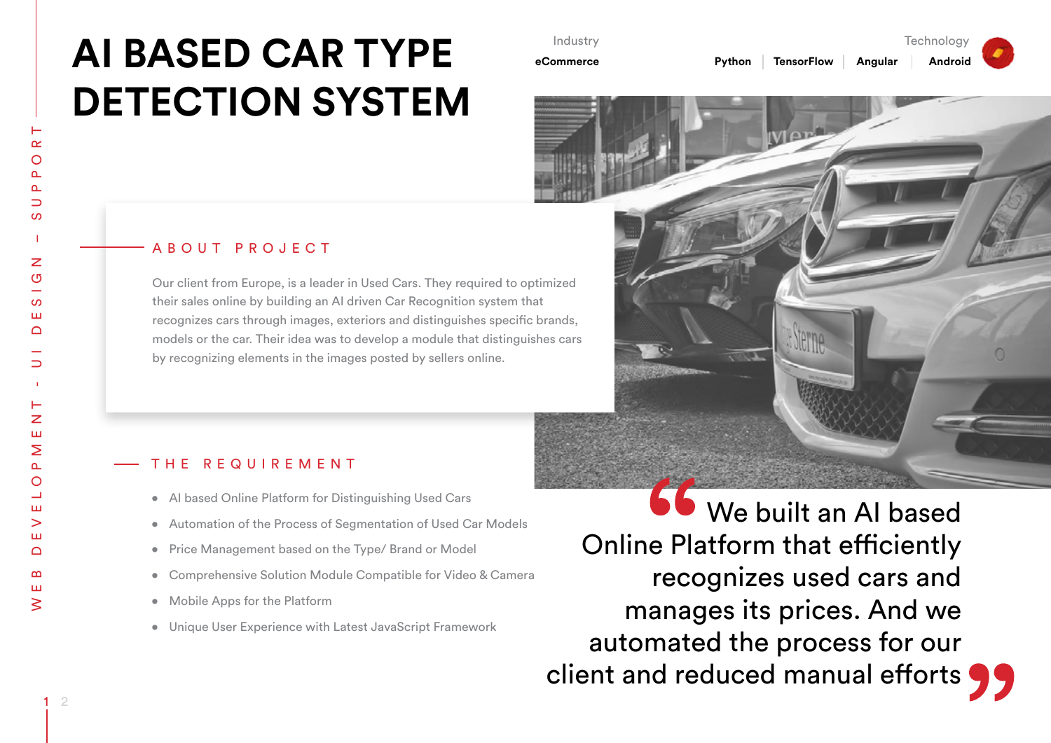# AI BASED CAR TYPE DETECTION SYSTEM

Industry
**eCommerce**

Technology
**Python** | **TensorFlow** | **Angular** | **Android**

WEB DEVELOPMENT - UI DESIGN - SUPPORT

## ABOUT PROJECT

Our client from Europe, is a leader in Used Cars. They required to optimized their sales online by building an AI driven Car Recognition system that recognizes cars through images, exteriors and distinguishes specific brands, models or the car. Their idea was to develop a module that distinguishes cars by recognizing elements in the images posted by sellers online.

## THE REQUIREMENT

- AI based Online Platform for Distinguishing Used Cars
- Automation of the Process of Segmentation of Used Car Models
- Price Management based on the Type/ Brand or Model
- Comprehensive Solution Module Compatible for Video & Camera
- Mobile Apps for the Platform
- Unique User Experience with Latest JavaScript Framework

> “We built an AI based Online Platform that efficiently recognizes used cars and manages its prices. And we automated the process for our client and reduced manual efforts”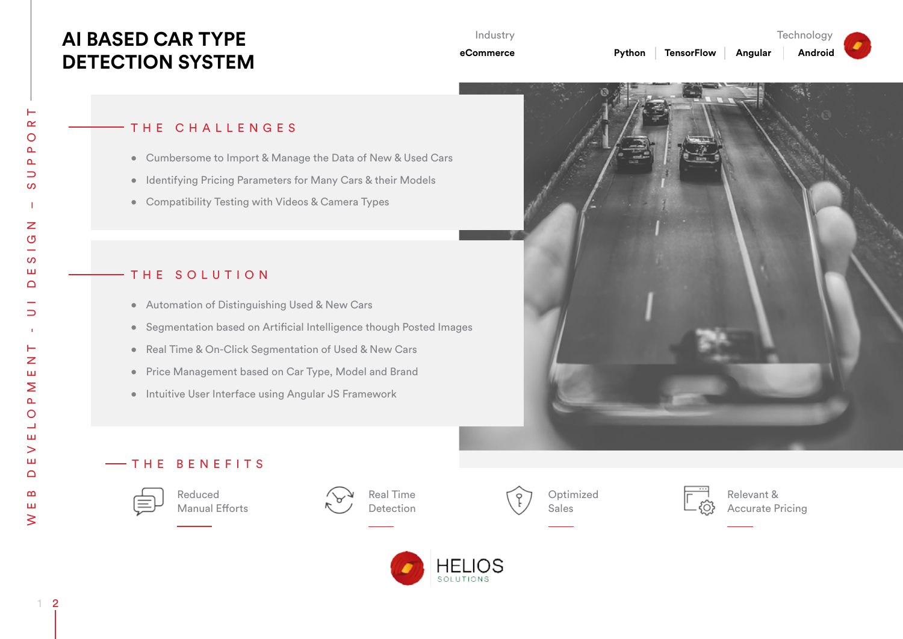# AI BASED CAR TYPE DETECTION SYSTEM

**Industry:** eCommerce

**Technology:** Python | TensorFlow | Angular | Android

## THE CHALLENGES

- Cumbersome to Import & Manage the Data of New & Used Cars
- Identifying Pricing Parameters for Many Cars & their Models
- Compatibility Testing with Videos & Camera Types

## THE SOLUTION

- Automation of Distinguishing Used & New Cars
- Segmentation based on Artificial Intelligence though Posted Images
- Real Time & On-Click Segmentation of Used & New Cars
- Price Management based on Car Type, Model and Brand
- Intuitive User Interface using Angular JS Framework

## THE BENEFITS

- Reduced Manual Efforts
- Real Time Detection
- Optimized Sales
- Relevant & Accurate Pricing

WEB DEVELOPMENT - UI DESIGN - SUPPORT

HELIOS SOLUTIONS